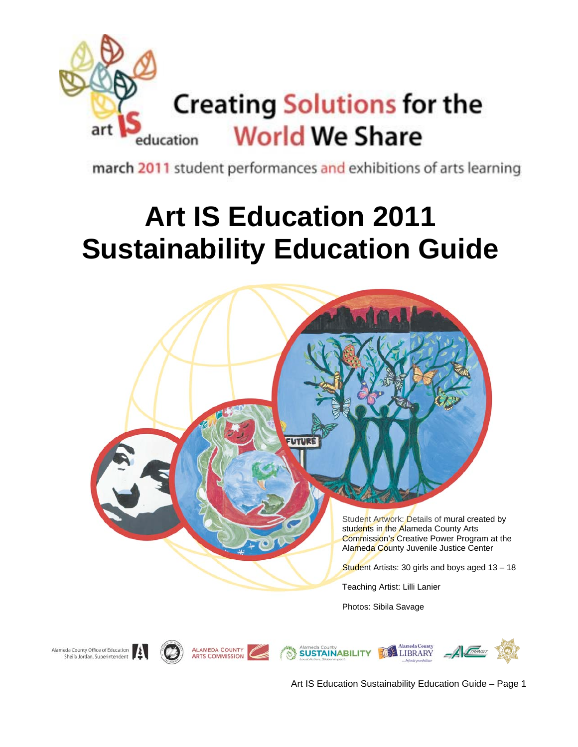art IS education

Creating Solutions for the World We Share

march 2011 student performances and exhibitions of arts learning

# Art IS Education 2011 Sustainability Education Guide

Student Artwork: Details of mural created by students in the Alameda County Arts Commission's Creative Power Program at the Alameda County Juvenile Justice Center

Student Artists: 30 girls and boys aged 13 – 18

Teaching Artist: Lilli Lanier

Photos: Sibila Savage

Alameda County Office of Education, Sheila Jordan, Superintendent · Alameda County Arts Commission · Alameda County Sustainability – Local Action, Global Impact · Alameda County Library …Infinite possibilities · AC Transit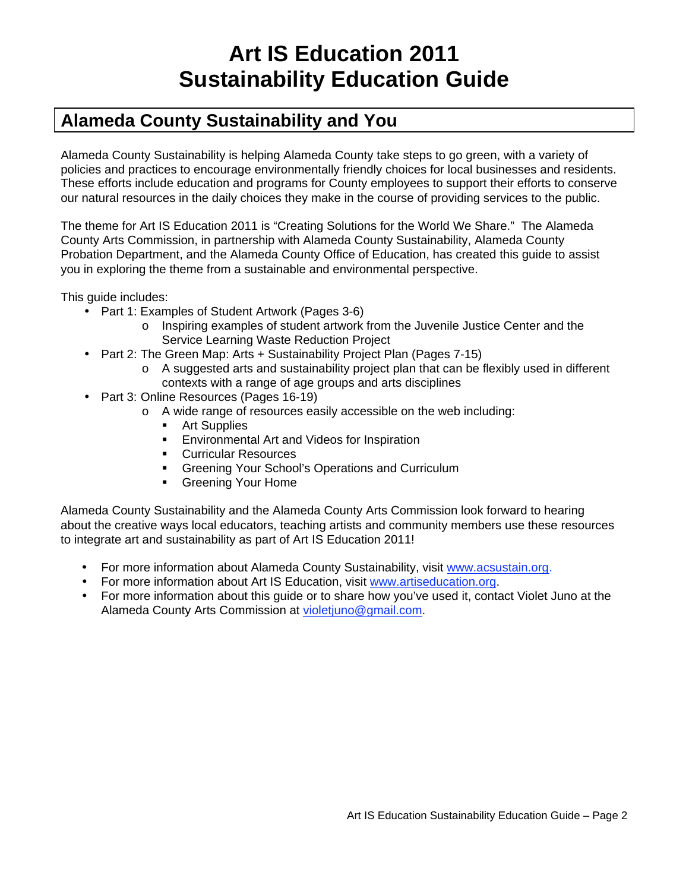# Art IS Education 2011
# Sustainability Education Guide

## Alameda County Sustainability and You

Alameda County Sustainability is helping Alameda County take steps to go green, with a variety of policies and practices to encourage environmentally friendly choices for local businesses and residents. These efforts include education and programs for County employees to support their efforts to conserve our natural resources in the daily choices they make in the course of providing services to the public.

The theme for Art IS Education 2011 is "Creating Solutions for the World We Share." The Alameda County Arts Commission, in partnership with Alameda County Sustainability, Alameda County Probation Department, and the Alameda County Office of Education, has created this guide to assist you in exploring the theme from a sustainable and environmental perspective.

This guide includes:

- Part 1: Examples of Student Artwork (Pages 3-6)
  - Inspiring examples of student artwork from the Juvenile Justice Center and the Service Learning Waste Reduction Project
- Part 2: The Green Map: Arts + Sustainability Project Plan (Pages 7-15)
  - A suggested arts and sustainability project plan that can be flexibly used in different contexts with a range of age groups and arts disciplines
- Part 3: Online Resources (Pages 16-19)
  - A wide range of resources easily accessible on the web including:
    - Art Supplies
    - Environmental Art and Videos for Inspiration
    - Curricular Resources
    - Greening Your School's Operations and Curriculum
    - Greening Your Home

Alameda County Sustainability and the Alameda County Arts Commission look forward to hearing about the creative ways local educators, teaching artists and community members use these resources to integrate art and sustainability as part of Art IS Education 2011!

- For more information about Alameda County Sustainability, visit www.acsustain.org.
- For more information about Art IS Education, visit www.artiseducation.org.
- For more information about this guide or to share how you've used it, contact Violet Juno at the Alameda County Arts Commission at violetjuno@gmail.com.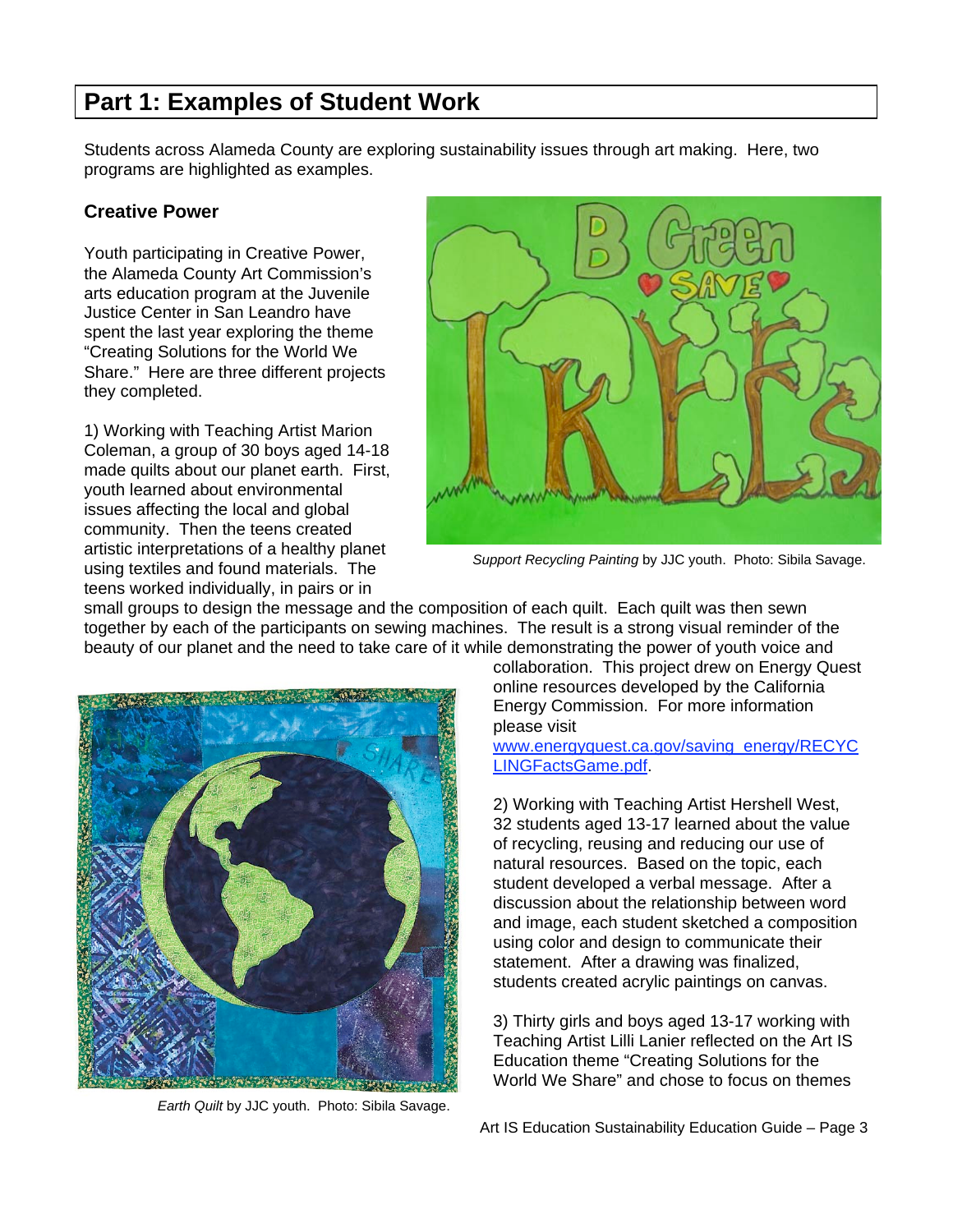## Part 1: Examples of Student Work

Students across Alameda County are exploring sustainability issues through art making. Here, two programs are highlighted as examples.

### Creative Power

Youth participating in Creative Power, the Alameda County Art Commission's arts education program at the Juvenile Justice Center in San Leandro have spent the last year exploring the theme "Creating Solutions for the World We Share." Here are three different projects they completed.

1) Working with Teaching Artist Marion Coleman, a group of 30 boys aged 14-18 made quilts about our planet earth. First, youth learned about environmental issues affecting the local and global community. Then the teens created artistic interpretations of a healthy planet using textiles and found materials. The teens worked individually, in pairs or in small groups to design the message and the composition of each quilt. Each quilt was then sewn together by each of the participants on sewing machines. The result is a strong visual reminder of the beauty of our planet and the need to take care of it while demonstrating the power of youth voice and collaboration. This project drew on Energy Quest online resources developed by the California Energy Commission. For more information please visit www.energyquest.ca.gov/saving_energy/RECYCLINGFactsGame.pdf.

*Support Recycling Painting* by JJC youth. Photo: Sibila Savage.

*Earth Quilt* by JJC youth. Photo: Sibila Savage.

2) Working with Teaching Artist Hershell West, 32 students aged 13-17 learned about the value of recycling, reusing and reducing our use of natural resources. Based on the topic, each student developed a verbal message. After a discussion about the relationship between word and image, each student sketched a composition using color and design to communicate their statement. After a drawing was finalized, students created acrylic paintings on canvas.

3) Thirty girls and boys aged 13-17 working with Teaching Artist Lilli Lanier reflected on the Art IS Education theme "Creating Solutions for the World We Share" and chose to focus on themes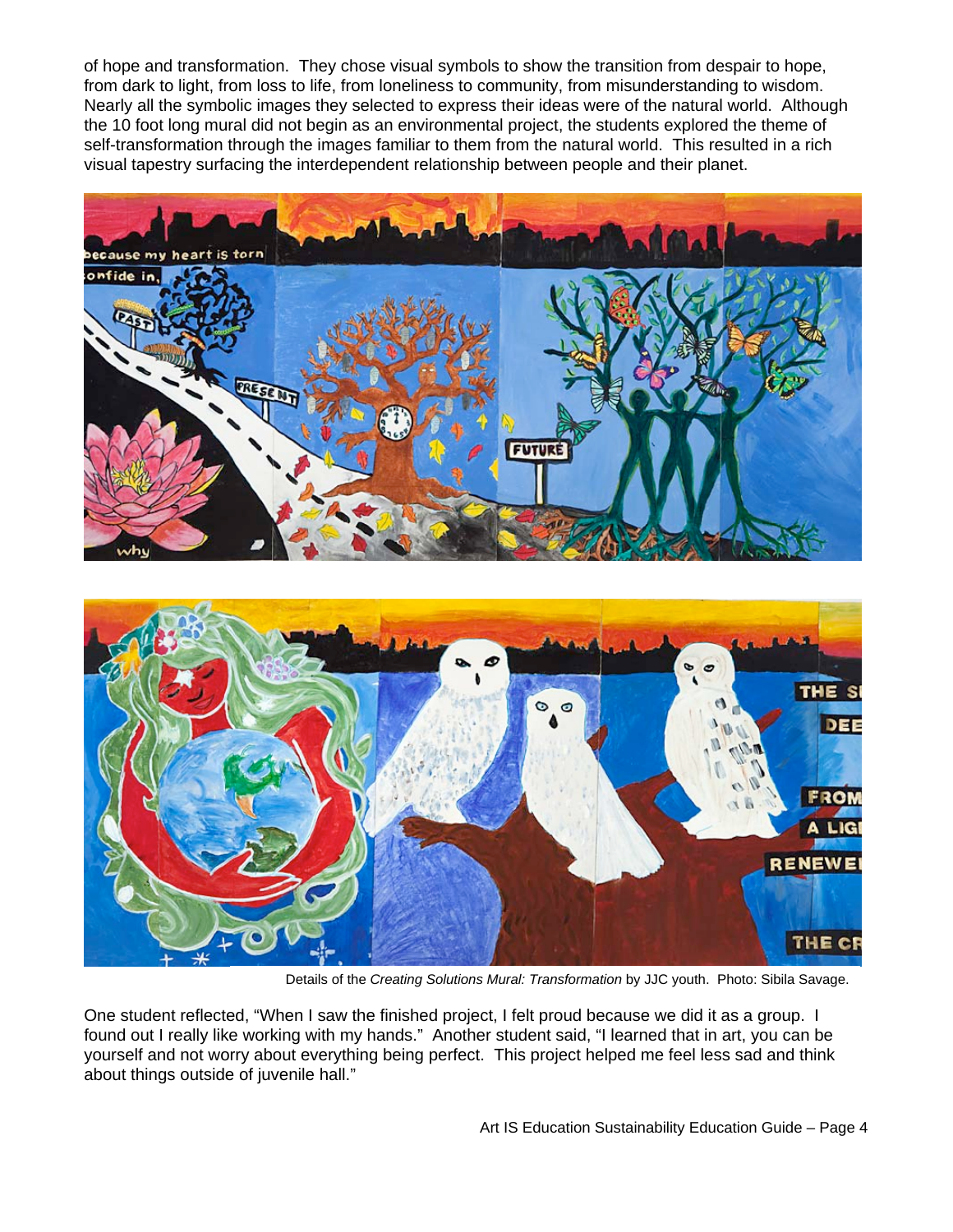of hope and transformation. They chose visual symbols to show the transition from despair to hope, from dark to light, from loss to life, from loneliness to community, from misunderstanding to wisdom. Nearly all the symbolic images they selected to express their ideas were of the natural world. Although the 10 foot long mural did not begin as an environmental project, the students explored the theme of self-transformation through the images familiar to them from the natural world. This resulted in a rich visual tapestry surfacing the interdependent relationship between people and their planet.

Details of the *Creating Solutions Mural: Transformation* by JJC youth. Photo: Sibila Savage.

One student reflected, "When I saw the finished project, I felt proud because we did it as a group. I found out I really like working with my hands." Another student said, "I learned that in art, you can be yourself and not worry about everything being perfect. This project helped me feel less sad and think about things outside of juvenile hall."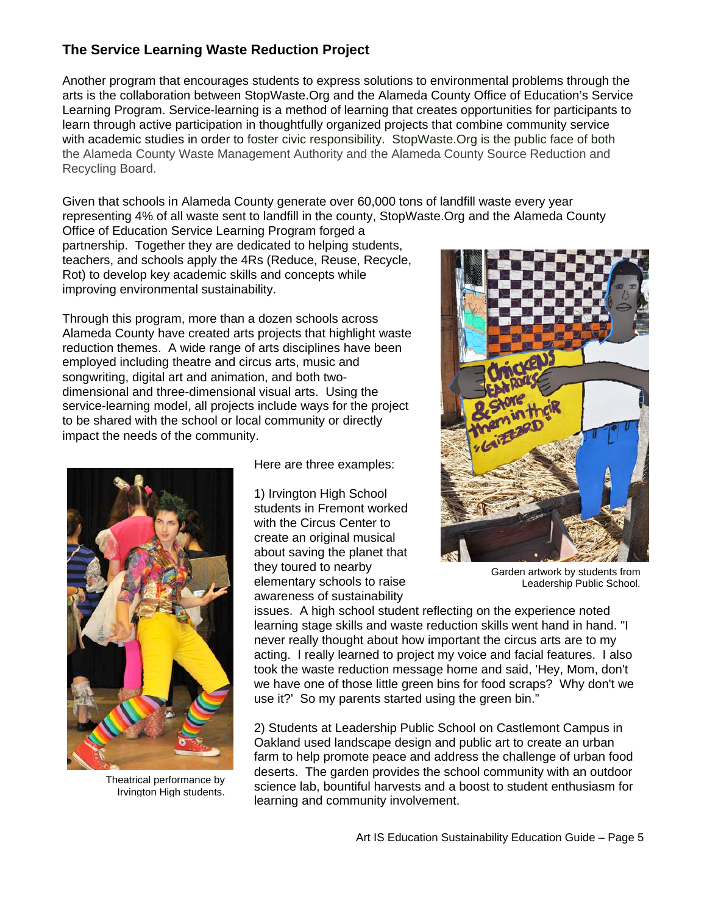## The Service Learning Waste Reduction Project

Another program that encourages students to express solutions to environmental problems through the arts is the collaboration between StopWaste.Org and the Alameda County Office of Education's Service Learning Program. Service-learning is a method of learning that creates opportunities for participants to learn through active participation in thoughtfully organized projects that combine community service with academic studies in order to foster civic responsibility. StopWaste.Org is the public face of both the Alameda County Waste Management Authority and the Alameda County Source Reduction and Recycling Board.

Given that schools in Alameda County generate over 60,000 tons of landfill waste every year representing 4% of all waste sent to landfill in the county, StopWaste.Org and the Alameda County Office of Education Service Learning Program forged a partnership. Together they are dedicated to helping students, teachers, and schools apply the 4Rs (Reduce, Reuse, Recycle, Rot) to develop key academic skills and concepts while improving environmental sustainability.

Through this program, more than a dozen schools across Alameda County have created arts projects that highlight waste reduction themes. A wide range of arts disciplines have been employed including theatre and circus arts, music and songwriting, digital art and animation, and both two-dimensional and three-dimensional visual arts. Using the service-learning model, all projects include ways for the project to be shared with the school or local community or directly impact the needs of the community.

Garden artwork by students from Leadership Public School.

Here are three examples:

1) Irvington High School students in Fremont worked with the Circus Center to create an original musical about saving the planet that they toured to nearby elementary schools to raise awareness of sustainability issues. A high school student reflecting on the experience noted learning stage skills and waste reduction skills went hand in hand. "I never really thought about how important the circus arts are to my acting. I really learned to project my voice and facial features. I also took the waste reduction message home and said, 'Hey, Mom, don't we have one of those little green bins for food scraps? Why don't we use it?' So my parents started using the green bin."

Theatrical performance by Irvington High students.

2) Students at Leadership Public School on Castlemont Campus in Oakland used landscape design and public art to create an urban farm to help promote peace and address the challenge of urban food deserts. The garden provides the school community with an outdoor science lab, bountiful harvests and a boost to student enthusiasm for learning and community involvement.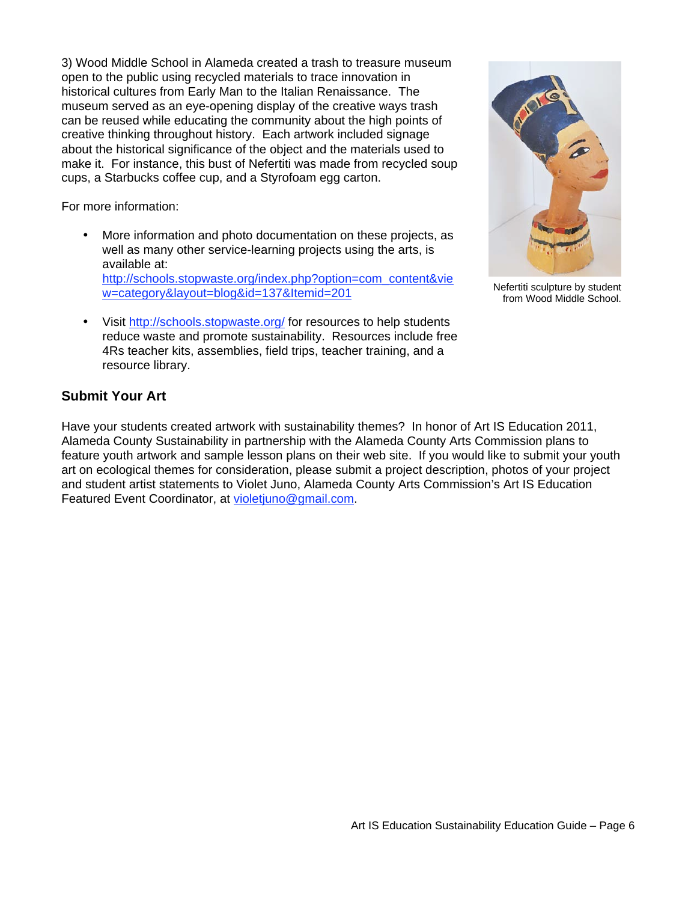3) Wood Middle School in Alameda created a trash to treasure museum open to the public using recycled materials to trace innovation in historical cultures from Early Man to the Italian Renaissance. The museum served as an eye-opening display of the creative ways trash can be reused while educating the community about the high points of creative thinking throughout history. Each artwork included signage about the historical significance of the object and the materials used to make it. For instance, this bust of Nefertiti was made from recycled soup cups, a Starbucks coffee cup, and a Styrofoam egg carton.

Nefertiti sculpture by student from Wood Middle School.

For more information:

- More information and photo documentation on these projects, as well as many other service-learning projects using the arts, is available at: http://schools.stopwaste.org/index.php?option=com_content&view=category&layout=blog&id=137&Itemid=201
- Visit http://schools.stopwaste.org/ for resources to help students reduce waste and promote sustainability. Resources include free 4Rs teacher kits, assemblies, field trips, teacher training, and a resource library.

### Submit Your Art

Have your students created artwork with sustainability themes? In honor of Art IS Education 2011, Alameda County Sustainability in partnership with the Alameda County Arts Commission plans to feature youth artwork and sample lesson plans on their web site. If you would like to submit your youth art on ecological themes for consideration, please submit a project description, photos of your project and student artist statements to Violet Juno, Alameda County Arts Commission's Art IS Education Featured Event Coordinator, at violetjuno@gmail.com.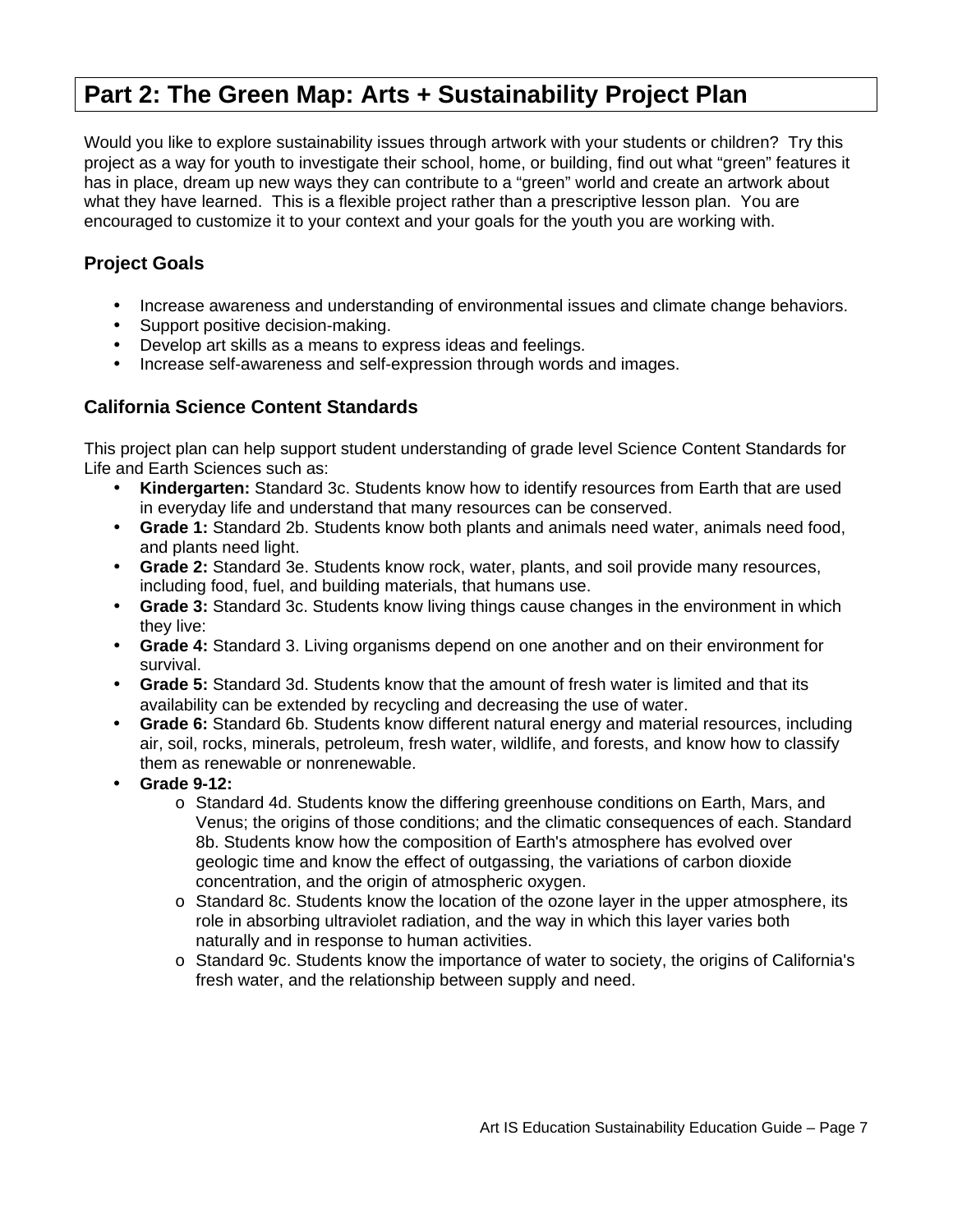## Part 2: The Green Map: Arts + Sustainability Project Plan

Would you like to explore sustainability issues through artwork with your students or children? Try this project as a way for youth to investigate their school, home, or building, find out what "green" features it has in place, dream up new ways they can contribute to a "green" world and create an artwork about what they have learned. This is a flexible project rather than a prescriptive lesson plan. You are encouraged to customize it to your context and your goals for the youth you are working with.

### Project Goals

- Increase awareness and understanding of environmental issues and climate change behaviors.
- Support positive decision-making.
- Develop art skills as a means to express ideas and feelings.
- Increase self-awareness and self-expression through words and images.

### California Science Content Standards

This project plan can help support student understanding of grade level Science Content Standards for Life and Earth Sciences such as:

- **Kindergarten:** Standard 3c. Students know how to identify resources from Earth that are used in everyday life and understand that many resources can be conserved.
- **Grade 1:** Standard 2b. Students know both plants and animals need water, animals need food, and plants need light.
- **Grade 2:** Standard 3e. Students know rock, water, plants, and soil provide many resources, including food, fuel, and building materials, that humans use.
- **Grade 3:** Standard 3c. Students know living things cause changes in the environment in which they live:
- **Grade 4:** Standard 3. Living organisms depend on one another and on their environment for survival.
- **Grade 5:** Standard 3d. Students know that the amount of fresh water is limited and that its availability can be extended by recycling and decreasing the use of water.
- **Grade 6:** Standard 6b. Students know different natural energy and material resources, including air, soil, rocks, minerals, petroleum, fresh water, wildlife, and forests, and know how to classify them as renewable or nonrenewable.
- **Grade 9-12:**
  - Standard 4d. Students know the differing greenhouse conditions on Earth, Mars, and Venus; the origins of those conditions; and the climatic consequences of each. Standard 8b. Students know how the composition of Earth's atmosphere has evolved over geologic time and know the effect of outgassing, the variations of carbon dioxide concentration, and the origin of atmospheric oxygen.
  - Standard 8c. Students know the location of the ozone layer in the upper atmosphere, its role in absorbing ultraviolet radiation, and the way in which this layer varies both naturally and in response to human activities.
  - Standard 9c. Students know the importance of water to society, the origins of California's fresh water, and the relationship between supply and need.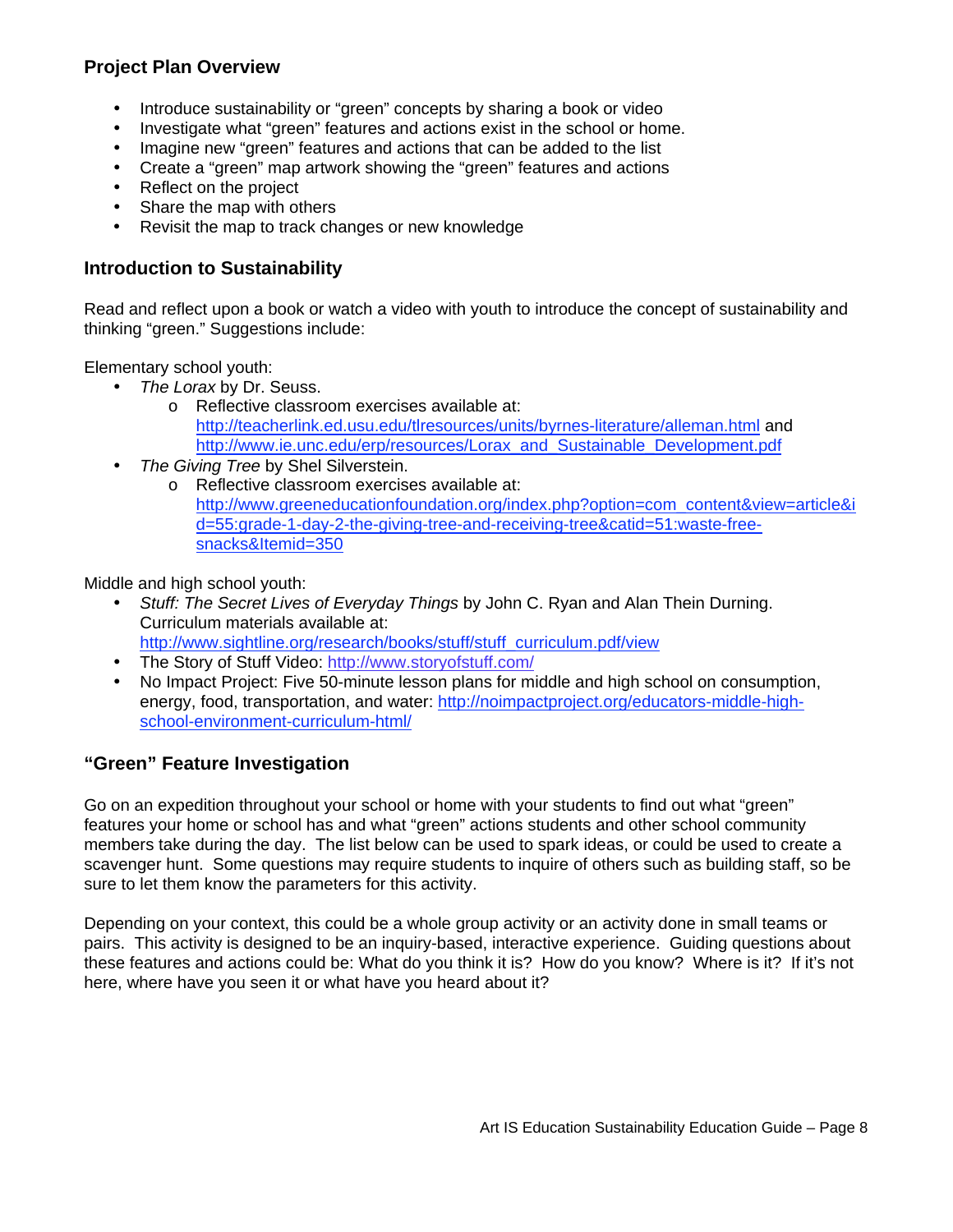## Project Plan Overview

- Introduce sustainability or “green” concepts by sharing a book or video
- Investigate what “green” features and actions exist in the school or home.
- Imagine new “green” features and actions that can be added to the list
- Create a “green” map artwork showing the “green” features and actions
- Reflect on the project
- Share the map with others
- Revisit the map to track changes or new knowledge

## Introduction to Sustainability

Read and reflect upon a book or watch a video with youth to introduce the concept of sustainability and thinking “green.” Suggestions include:

Elementary school youth:

- *The Lorax* by Dr. Seuss.
  - Reflective classroom exercises available at: http://teacherlink.ed.usu.edu/tlresources/units/byrnes-literature/alleman.html and http://www.ie.unc.edu/erp/resources/Lorax_and_Sustainable_Development.pdf
- *The Giving Tree* by Shel Silverstein.
  - Reflective classroom exercises available at: http://www.greeneducationfoundation.org/index.php?option=com_content&view=article&id=55:grade-1-day-2-the-giving-tree-and-receiving-tree&catid=51:waste-free-snacks&Itemid=350

Middle and high school youth:

- *Stuff: The Secret Lives of Everyday Things* by John C. Ryan and Alan Thein Durning. Curriculum materials available at: http://www.sightline.org/research/books/stuff/stuff_curriculum.pdf/view
- The Story of Stuff Video: http://www.storyofstuff.com/
- No Impact Project: Five 50-minute lesson plans for middle and high school on consumption, energy, food, transportation, and water: http://noimpactproject.org/educators-middle-high-school-environment-curriculum-html/

## “Green” Feature Investigation

Go on an expedition throughout your school or home with your students to find out what “green” features your home or school has and what “green” actions students and other school community members take during the day. The list below can be used to spark ideas, or could be used to create a scavenger hunt. Some questions may require students to inquire of others such as building staff, so be sure to let them know the parameters for this activity.

Depending on your context, this could be a whole group activity or an activity done in small teams or pairs. This activity is designed to be an inquiry-based, interactive experience. Guiding questions about these features and actions could be: What do you think it is? How do you know? Where is it? If it’s not here, where have you seen it or what have you heard about it?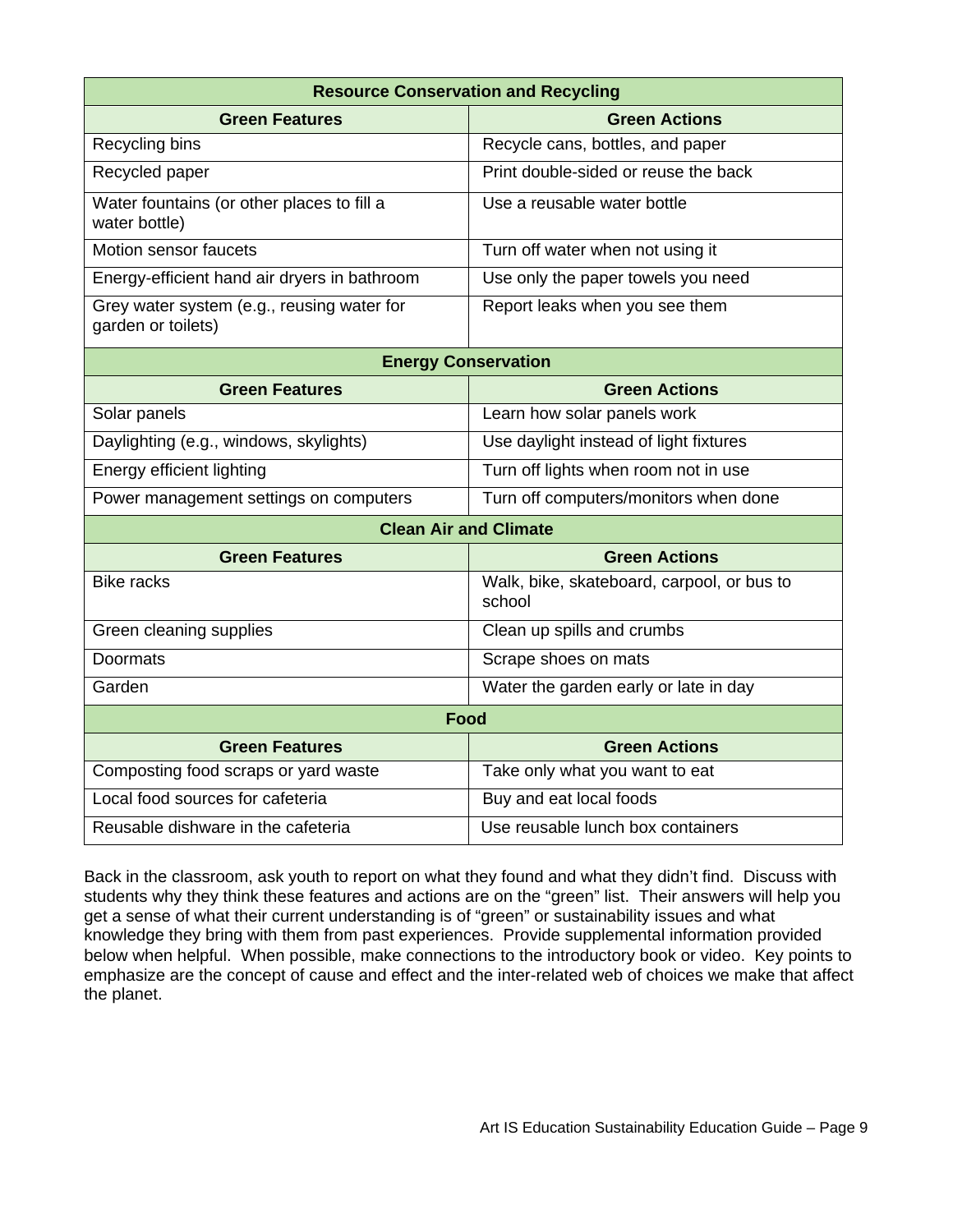| Resource Conservation and Recycling | |
|---|---|
| **Green Features** | **Green Actions** |
| Recycling bins | Recycle cans, bottles, and paper |
| Recycled paper | Print double-sided or reuse the back |
| Water fountains (or other places to fill a water bottle) | Use a reusable water bottle |
| Motion sensor faucets | Turn off water when not using it |
| Energy-efficient hand air dryers in bathroom | Use only the paper towels you need |
| Grey water system (e.g., reusing water for garden or toilets) | Report leaks when you see them |
| **Energy Conservation** | |
| **Green Features** | **Green Actions** |
| Solar panels | Learn how solar panels work |
| Daylighting (e.g., windows, skylights) | Use daylight instead of light fixtures |
| Energy efficient lighting | Turn off lights when room not in use |
| Power management settings on computers | Turn off computers/monitors when done |
| **Clean Air and Climate** | |
| **Green Features** | **Green Actions** |
| Bike racks | Walk, bike, skateboard, carpool, or bus to school |
| Green cleaning supplies | Clean up spills and crumbs |
| Doormats | Scrape shoes on mats |
| Garden | Water the garden early or late in day |
| **Food** | |
| **Green Features** | **Green Actions** |
| Composting food scraps or yard waste | Take only what you want to eat |
| Local food sources for cafeteria | Buy and eat local foods |
| Reusable dishware in the cafeteria | Use reusable lunch box containers |

Back in the classroom, ask youth to report on what they found and what they didn't find. Discuss with students why they think these features and actions are on the "green" list. Their answers will help you get a sense of what their current understanding is of "green" or sustainability issues and what knowledge they bring with them from past experiences. Provide supplemental information provided below when helpful. When possible, make connections to the introductory book or video. Key points to emphasize are the concept of cause and effect and the inter-related web of choices we make that affect the planet.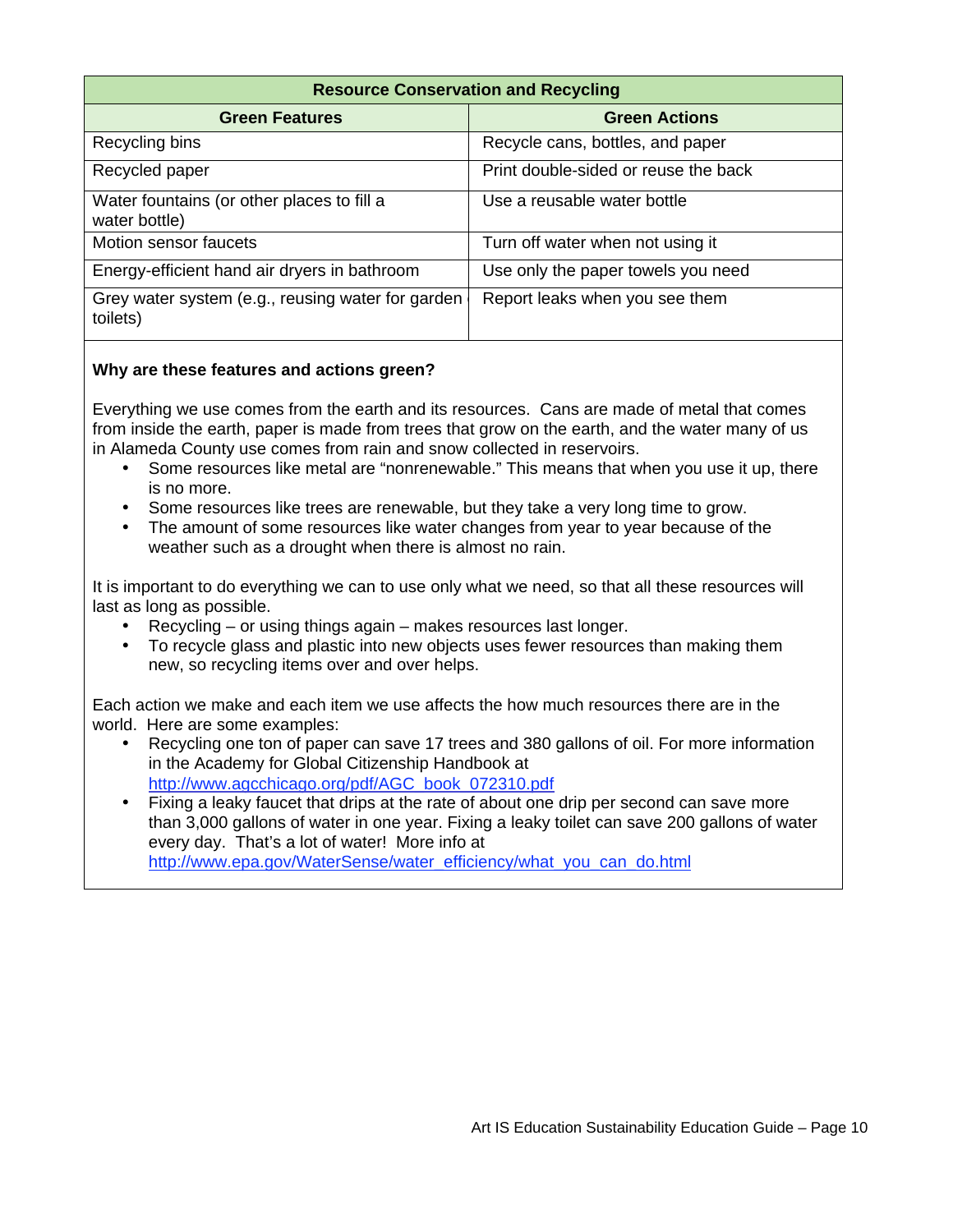| Resource Conservation and Recycling | |
|---|---|
| **Green Features** | **Green Actions** |
| Recycling bins | Recycle cans, bottles, and paper |
| Recycled paper | Print double-sided or reuse the back |
| Water fountains (or other places to fill a water bottle) | Use a reusable water bottle |
| Motion sensor faucets | Turn off water when not using it |
| Energy-efficient hand air dryers in bathroom | Use only the paper towels you need |
| Grey water system (e.g., reusing water for garden toilets) | Report leaks when you see them |

**Why are these features and actions green?**

Everything we use comes from the earth and its resources. Cans are made of metal that comes from inside the earth, paper is made from trees that grow on the earth, and the water many of us in Alameda County use comes from rain and snow collected in reservoirs.

- Some resources like metal are "nonrenewable." This means that when you use it up, there is no more.
- Some resources like trees are renewable, but they take a very long time to grow.
- The amount of some resources like water changes from year to year because of the weather such as a drought when there is almost no rain.

It is important to do everything we can to use only what we need, so that all these resources will last as long as possible.

- Recycling – or using things again – makes resources last longer.
- To recycle glass and plastic into new objects uses fewer resources than making them new, so recycling items over and over helps.

Each action we make and each item we use affects the how much resources there are in the world. Here are some examples:

- Recycling one ton of paper can save 17 trees and 380 gallons of oil. For more information in the Academy for Global Citizenship Handbook at http://www.agcchicago.org/pdf/AGC_book_072310.pdf
- Fixing a leaky faucet that drips at the rate of about one drip per second can save more than 3,000 gallons of water in one year. Fixing a leaky toilet can save 200 gallons of water every day. That's a lot of water! More info at http://www.epa.gov/WaterSense/water_efficiency/what_you_can_do.html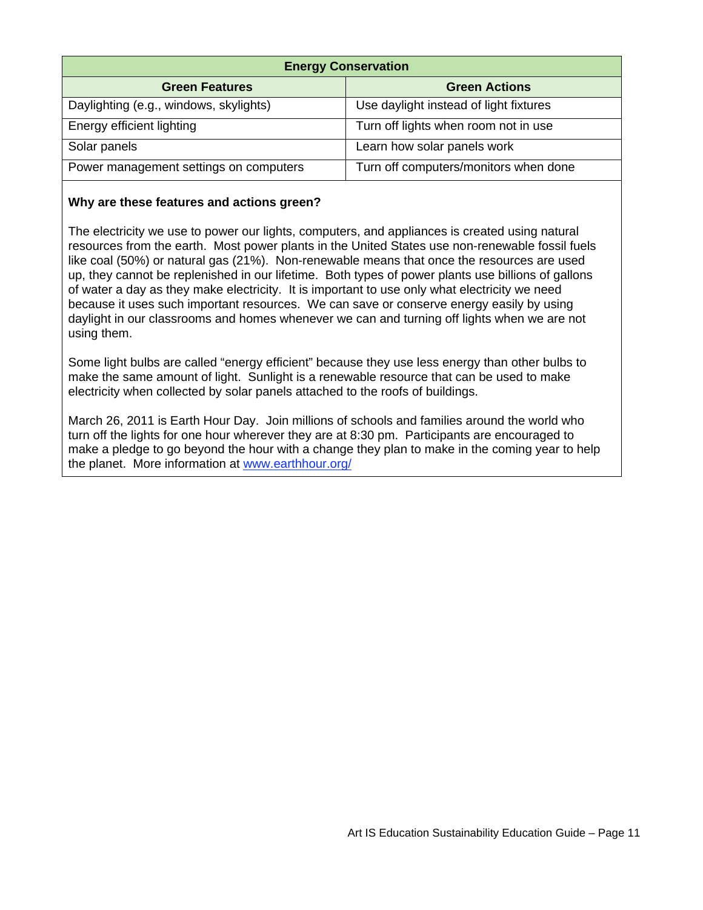| Energy Conservation | |
|---|---|
| **Green Features** | **Green Actions** |
| Daylighting (e.g., windows, skylights) | Use daylight instead of light fixtures |
| Energy efficient lighting | Turn off lights when room not in use |
| Solar panels | Learn how solar panels work |
| Power management settings on computers | Turn off computers/monitors when done |

**Why are these features and actions green?**

The electricity we use to power our lights, computers, and appliances is created using natural resources from the earth. Most power plants in the United States use non-renewable fossil fuels like coal (50%) or natural gas (21%). Non-renewable means that once the resources are used up, they cannot be replenished in our lifetime. Both types of power plants use billions of gallons of water a day as they make electricity. It is important to use only what electricity we need because it uses such important resources. We can save or conserve energy easily by using daylight in our classrooms and homes whenever we can and turning off lights when we are not using them.

Some light bulbs are called "energy efficient" because they use less energy than other bulbs to make the same amount of light. Sunlight is a renewable resource that can be used to make electricity when collected by solar panels attached to the roofs of buildings.

March 26, 2011 is Earth Hour Day. Join millions of schools and families around the world who turn off the lights for one hour wherever they are at 8:30 pm. Participants are encouraged to make a pledge to go beyond the hour with a change they plan to make in the coming year to help the planet. More information at [www.earthhour.org/](http://www.earthhour.org/)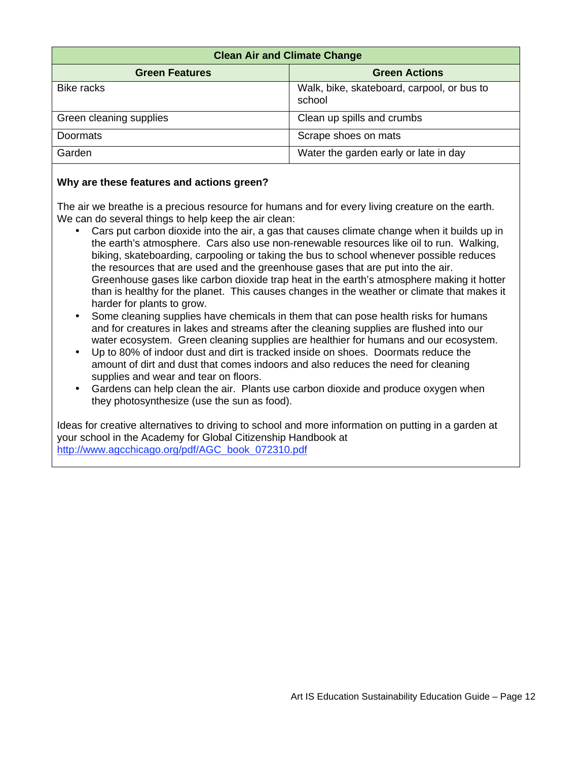| Clean Air and Climate Change | |
|---|---|
| **Green Features** | **Green Actions** |
| Bike racks | Walk, bike, skateboard, carpool, or bus to school |
| Green cleaning supplies | Clean up spills and crumbs |
| Doormats | Scrape shoes on mats |
| Garden | Water the garden early or late in day |

**Why are these features and actions green?**

The air we breathe is a precious resource for humans and for every living creature on the earth. We can do several things to help keep the air clean:

- Cars put carbon dioxide into the air, a gas that causes climate change when it builds up in the earth's atmosphere. Cars also use non-renewable resources like oil to run. Walking, biking, skateboarding, carpooling or taking the bus to school whenever possible reduces the resources that are used and the greenhouse gases that are put into the air. Greenhouse gases like carbon dioxide trap heat in the earth's atmosphere making it hotter than is healthy for the planet. This causes changes in the weather or climate that makes it harder for plants to grow.
- Some cleaning supplies have chemicals in them that can pose health risks for humans and for creatures in lakes and streams after the cleaning supplies are flushed into our water ecosystem. Green cleaning supplies are healthier for humans and our ecosystem.
- Up to 80% of indoor dust and dirt is tracked inside on shoes. Doormats reduce the amount of dirt and dust that comes indoors and also reduces the need for cleaning supplies and wear and tear on floors.
- Gardens can help clean the air. Plants use carbon dioxide and produce oxygen when they photosynthesize (use the sun as food).

Ideas for creative alternatives to driving to school and more information on putting in a garden at your school in the Academy for Global Citizenship Handbook at [http://www.agcchicago.org/pdf/AGC_book_072310.pdf](http://www.agcchicago.org/pdf/AGC_book_072310.pdf)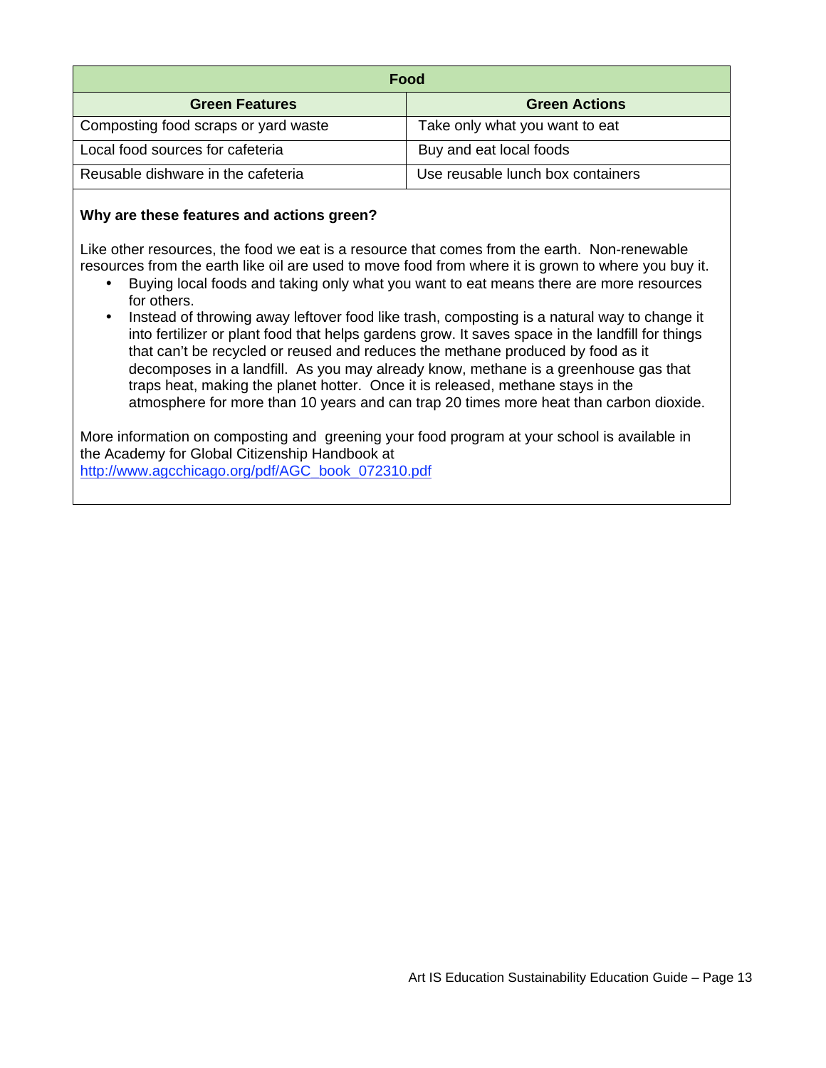| Food | |
|---|---|
| **Green Features** | **Green Actions** |
| Composting food scraps or yard waste | Take only what you want to eat |
| Local food sources for cafeteria | Buy and eat local foods |
| Reusable dishware in the cafeteria | Use reusable lunch box containers |

**Why are these features and actions green?**

Like other resources, the food we eat is a resource that comes from the earth. Non-renewable resources from the earth like oil are used to move food from where it is grown to where you buy it.

- Buying local foods and taking only what you want to eat means there are more resources for others.
- Instead of throwing away leftover food like trash, composting is a natural way to change it into fertilizer or plant food that helps gardens grow. It saves space in the landfill for things that can't be recycled or reused and reduces the methane produced by food as it decomposes in a landfill. As you may already know, methane is a greenhouse gas that traps heat, making the planet hotter. Once it is released, methane stays in the atmosphere for more than 10 years and can trap 20 times more heat than carbon dioxide.

More information on composting and greening your food program at your school is available in the Academy for Global Citizenship Handbook at
http://www.agcchicago.org/pdf/AGC_book_072310.pdf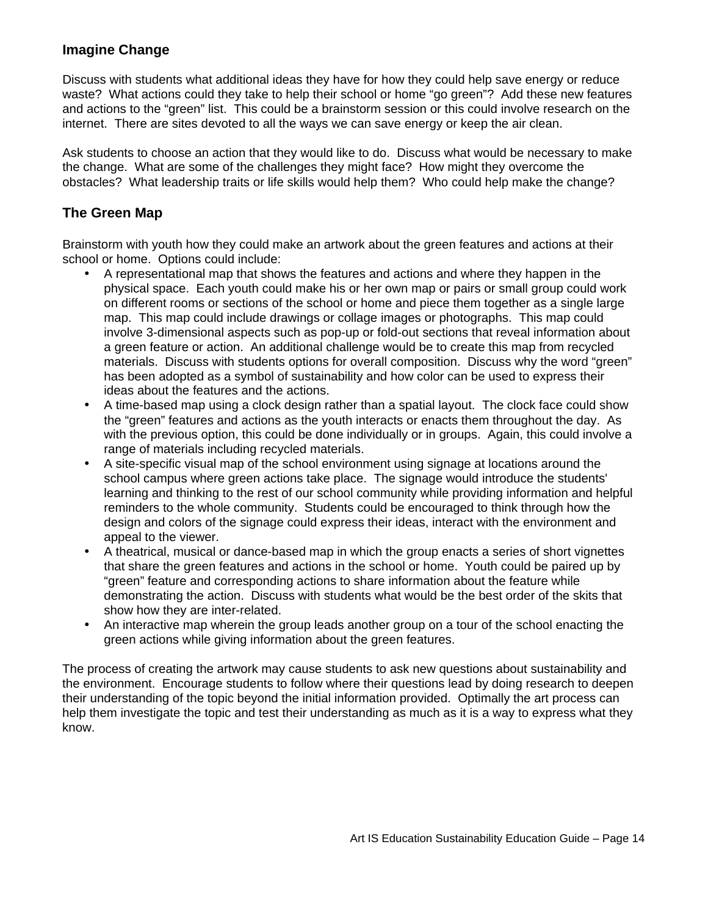## Imagine Change

Discuss with students what additional ideas they have for how they could help save energy or reduce waste? What actions could they take to help their school or home "go green"? Add these new features and actions to the "green" list. This could be a brainstorm session or this could involve research on the internet. There are sites devoted to all the ways we can save energy or keep the air clean.

Ask students to choose an action that they would like to do. Discuss what would be necessary to make the change. What are some of the challenges they might face? How might they overcome the obstacles? What leadership traits or life skills would help them? Who could help make the change?

## The Green Map

Brainstorm with youth how they could make an artwork about the green features and actions at their school or home. Options could include:

- A representational map that shows the features and actions and where they happen in the physical space. Each youth could make his or her own map or pairs or small group could work on different rooms or sections of the school or home and piece them together as a single large map. This map could include drawings or collage images or photographs. This map could involve 3-dimensional aspects such as pop-up or fold-out sections that reveal information about a green feature or action. An additional challenge would be to create this map from recycled materials. Discuss with students options for overall composition. Discuss why the word "green" has been adopted as a symbol of sustainability and how color can be used to express their ideas about the features and the actions.
- A time-based map using a clock design rather than a spatial layout. The clock face could show the "green" features and actions as the youth interacts or enacts them throughout the day. As with the previous option, this could be done individually or in groups. Again, this could involve a range of materials including recycled materials.
- A site-specific visual map of the school environment using signage at locations around the school campus where green actions take place. The signage would introduce the students' learning and thinking to the rest of our school community while providing information and helpful reminders to the whole community. Students could be encouraged to think through how the design and colors of the signage could express their ideas, interact with the environment and appeal to the viewer.
- A theatrical, musical or dance-based map in which the group enacts a series of short vignettes that share the green features and actions in the school or home. Youth could be paired up by "green" feature and corresponding actions to share information about the feature while demonstrating the action. Discuss with students what would be the best order of the skits that show how they are inter-related.
- An interactive map wherein the group leads another group on a tour of the school enacting the green actions while giving information about the green features.

The process of creating the artwork may cause students to ask new questions about sustainability and the environment. Encourage students to follow where their questions lead by doing research to deepen their understanding of the topic beyond the initial information provided. Optimally the art process can help them investigate the topic and test their understanding as much as it is a way to express what they know.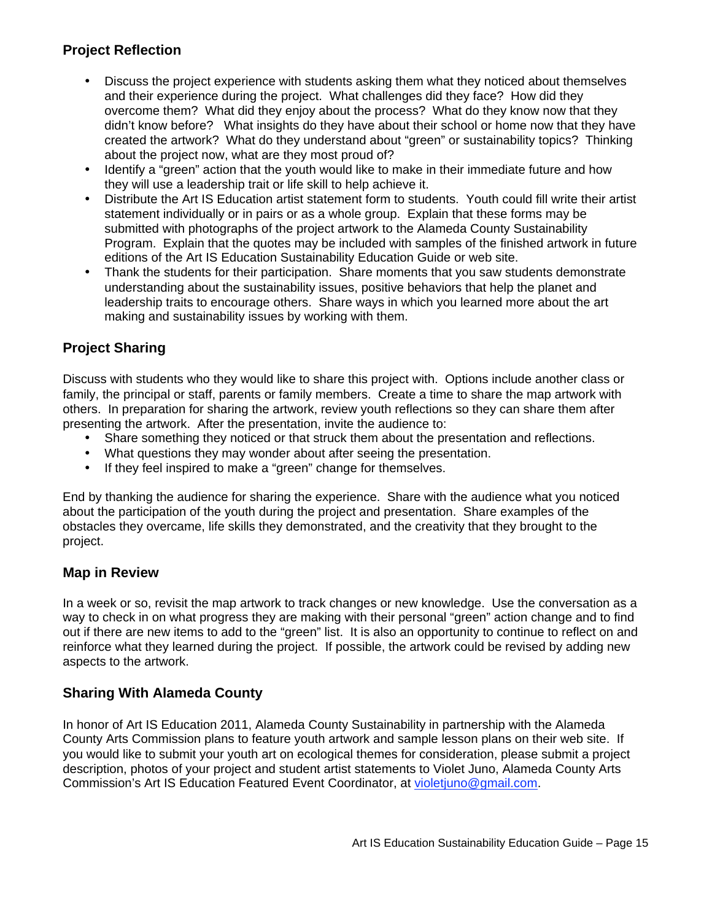## Project Reflection

- Discuss the project experience with students asking them what they noticed about themselves and their experience during the project. What challenges did they face? How did they overcome them? What did they enjoy about the process? What do they know now that they didn't know before? What insights do they have about their school or home now that they have created the artwork? What do they understand about "green" or sustainability topics? Thinking about the project now, what are they most proud of?
- Identify a "green" action that the youth would like to make in their immediate future and how they will use a leadership trait or life skill to help achieve it.
- Distribute the Art IS Education artist statement form to students. Youth could fill write their artist statement individually or in pairs or as a whole group. Explain that these forms may be submitted with photographs of the project artwork to the Alameda County Sustainability Program. Explain that the quotes may be included with samples of the finished artwork in future editions of the Art IS Education Sustainability Education Guide or web site.
- Thank the students for their participation. Share moments that you saw students demonstrate understanding about the sustainability issues, positive behaviors that help the planet and leadership traits to encourage others. Share ways in which you learned more about the art making and sustainability issues by working with them.

## Project Sharing

Discuss with students who they would like to share this project with. Options include another class or family, the principal or staff, parents or family members. Create a time to share the map artwork with others. In preparation for sharing the artwork, review youth reflections so they can share them after presenting the artwork. After the presentation, invite the audience to:

- Share something they noticed or that struck them about the presentation and reflections.
- What questions they may wonder about after seeing the presentation.
- If they feel inspired to make a "green" change for themselves.

End by thanking the audience for sharing the experience. Share with the audience what you noticed about the participation of the youth during the project and presentation. Share examples of the obstacles they overcame, life skills they demonstrated, and the creativity that they brought to the project.

## Map in Review

In a week or so, revisit the map artwork to track changes or new knowledge. Use the conversation as a way to check in on what progress they are making with their personal "green" action change and to find out if there are new items to add to the "green" list. It is also an opportunity to continue to reflect on and reinforce what they learned during the project. If possible, the artwork could be revised by adding new aspects to the artwork.

## Sharing With Alameda County

In honor of Art IS Education 2011, Alameda County Sustainability in partnership with the Alameda County Arts Commission plans to feature youth artwork and sample lesson plans on their web site. If you would like to submit your youth art on ecological themes for consideration, please submit a project description, photos of your project and student artist statements to Violet Juno, Alameda County Arts Commission's Art IS Education Featured Event Coordinator, at violetjuno@gmail.com.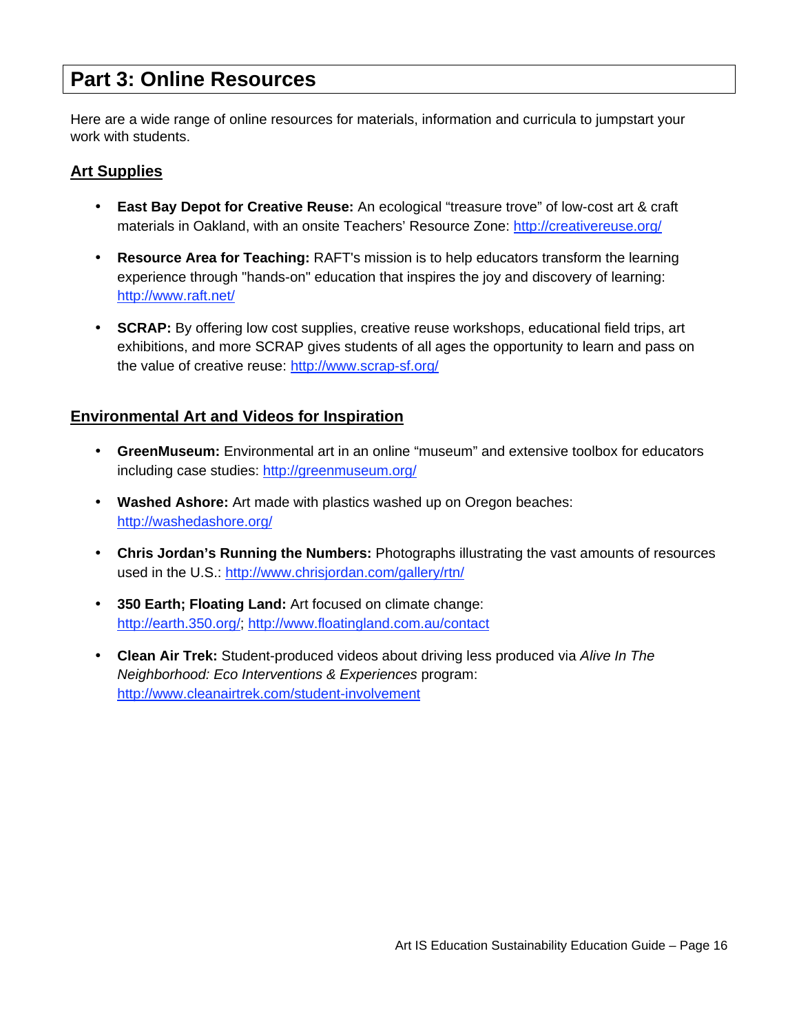# Part 3: Online Resources

Here are a wide range of online resources for materials, information and curricula to jumpstart your work with students.

## Art Supplies

- **East Bay Depot for Creative Reuse:** An ecological “treasure trove” of low-cost art & craft materials in Oakland, with an onsite Teachers’ Resource Zone: http://creativereuse.org/

- **Resource Area for Teaching:** RAFT's mission is to help educators transform the learning experience through "hands-on" education that inspires the joy and discovery of learning: http://www.raft.net/

- **SCRAP:** By offering low cost supplies, creative reuse workshops, educational field trips, art exhibitions, and more SCRAP gives students of all ages the opportunity to learn and pass on the value of creative reuse: http://www.scrap-sf.org/

## Environmental Art and Videos for Inspiration

- **GreenMuseum:** Environmental art in an online “museum” and extensive toolbox for educators including case studies: http://greenmuseum.org/

- **Washed Ashore:** Art made with plastics washed up on Oregon beaches: http://washedashore.org/

- **Chris Jordan’s Running the Numbers:** Photographs illustrating the vast amounts of resources used in the U.S.: http://www.chrisjordan.com/gallery/rtn/

- **350 Earth; Floating Land:** Art focused on climate change: http://earth.350.org/; http://www.floatingland.com.au/contact

- **Clean Air Trek:** Student-produced videos about driving less produced via *Alive In The Neighborhood: Eco Interventions & Experiences* program: http://www.cleanairtrek.com/student-involvement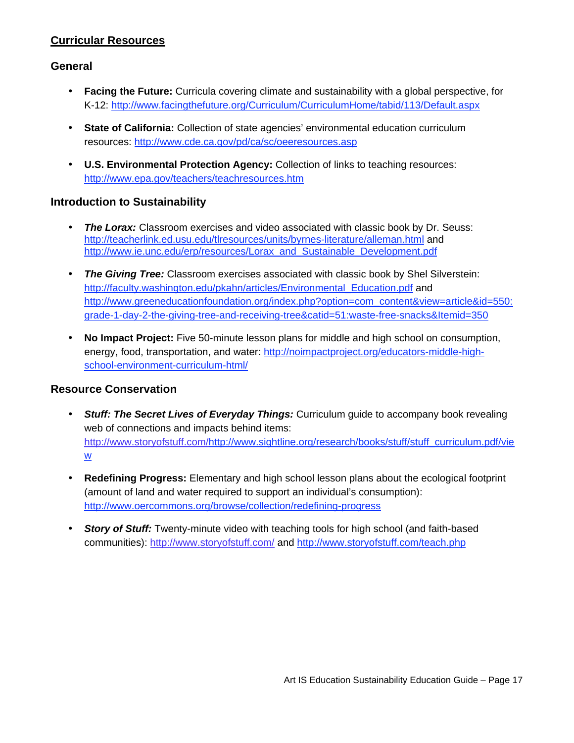## Curricular Resources

### General

- **Facing the Future:** Curricula covering climate and sustainability with a global perspective, for K-12: http://www.facingthefuture.org/Curriculum/CurriculumHome/tabid/113/Default.aspx

- **State of California:** Collection of state agencies' environmental education curriculum resources: http://www.cde.ca.gov/pd/ca/sc/oeeresources.asp

- **U.S. Environmental Protection Agency:** Collection of links to teaching resources: http://www.epa.gov/teachers/teachresources.htm

### Introduction to Sustainability

- ***The Lorax:*** Classroom exercises and video associated with classic book by Dr. Seuss: http://teacherlink.ed.usu.edu/tlresources/units/byrnes-literature/alleman.html and http://www.ie.unc.edu/erp/resources/Lorax_and_Sustainable_Development.pdf

- ***The Giving Tree:*** Classroom exercises associated with classic book by Shel Silverstein: http://faculty.washington.edu/pkahn/articles/Environmental_Education.pdf and http://www.greeneducationfoundation.org/index.php?option=com_content&view=article&id=550:grade-1-day-2-the-giving-tree-and-receiving-tree&catid=51:waste-free-snacks&Itemid=350

- **No Impact Project:** Five 50-minute lesson plans for middle and high school on consumption, energy, food, transportation, and water: http://noimpactproject.org/educators-middle-high-school-environment-curriculum-html/

### Resource Conservation

- ***Stuff: The Secret Lives of Everyday Things:*** Curriculum guide to accompany book revealing web of connections and impacts behind items: http://www.storyofstuff.com/http://www.sightline.org/research/books/stuff/stuff_curriculum.pdf/view

- **Redefining Progress:** Elementary and high school lesson plans about the ecological footprint (amount of land and water required to support an individual's consumption): http://www.oercommons.org/browse/collection/redefining-progress

- ***Story of Stuff:*** Twenty-minute video with teaching tools for high school (and faith-based communities): http://www.storyofstuff.com/ and http://www.storyofstuff.com/teach.php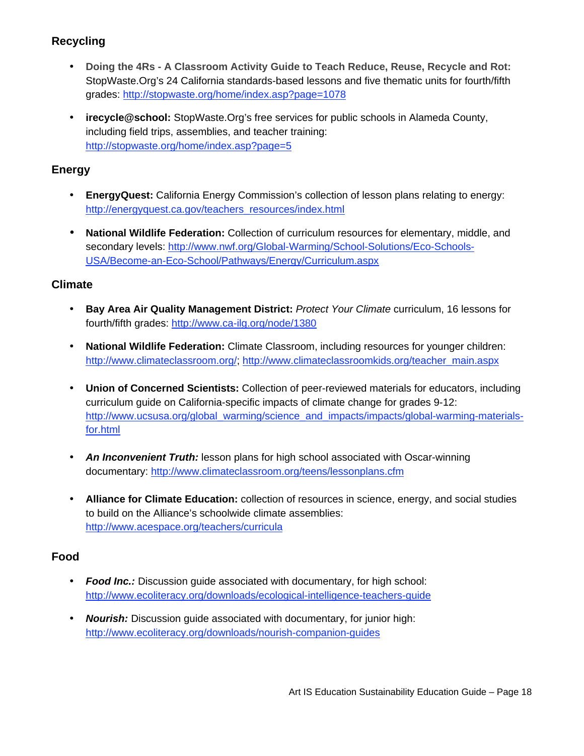## Recycling

- **Doing the 4Rs - A Classroom Activity Guide to Teach Reduce, Reuse, Recycle and Rot:** StopWaste.Org's 24 California standards-based lessons and five thematic units for fourth/fifth grades: http://stopwaste.org/home/index.asp?page=1078

- **irecycle@school:** StopWaste.Org's free services for public schools in Alameda County, including field trips, assemblies, and teacher training: http://stopwaste.org/home/index.asp?page=5

## Energy

- **EnergyQuest:** California Energy Commission's collection of lesson plans relating to energy: http://energyquest.ca.gov/teachers_resources/index.html

- **National Wildlife Federation:** Collection of curriculum resources for elementary, middle, and secondary levels: http://www.nwf.org/Global-Warming/School-Solutions/Eco-Schools-USA/Become-an-Eco-School/Pathways/Energy/Curriculum.aspx

## Climate

- **Bay Area Air Quality Management District:** *Protect Your Climate* curriculum, 16 lessons for fourth/fifth grades: http://www.ca-ilg.org/node/1380

- **National Wildlife Federation:** Climate Classroom, including resources for younger children: http://www.climateclassroom.org/; http://www.climateclassroomkids.org/teacher_main.aspx

- **Union of Concerned Scientists:** Collection of peer-reviewed materials for educators, including curriculum guide on California-specific impacts of climate change for grades 9-12: http://www.ucsusa.org/global_warming/science_and_impacts/impacts/global-warming-materials-for.html

- ***An Inconvenient Truth:*** lesson plans for high school associated with Oscar-winning documentary: http://www.climateclassroom.org/teens/lessonplans.cfm

- **Alliance for Climate Education:** collection of resources in science, energy, and social studies to build on the Alliance's schoolwide climate assemblies: http://www.acespace.org/teachers/curricula

## Food

- ***Food Inc.:*** Discussion guide associated with documentary, for high school: http://www.ecoliteracy.org/downloads/ecological-intelligence-teachers-guide

- ***Nourish:*** Discussion guide associated with documentary, for junior high: http://www.ecoliteracy.org/downloads/nourish-companion-guides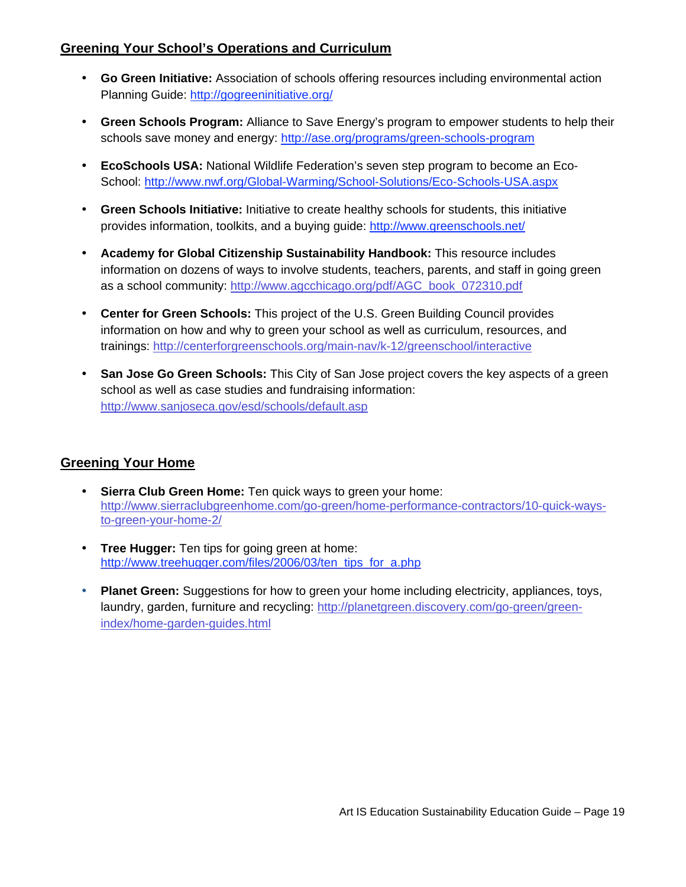## Greening Your School's Operations and Curriculum

- **Go Green Initiative:** Association of schools offering resources including environmental action Planning Guide: http://gogreeninitiative.org/
- **Green Schools Program:** Alliance to Save Energy's program to empower students to help their schools save money and energy: http://ase.org/programs/green-schools-program
- **EcoSchools USA:** National Wildlife Federation's seven step program to become an Eco-School: http://www.nwf.org/Global-Warming/School-Solutions/Eco-Schools-USA.aspx
- **Green Schools Initiative:** Initiative to create healthy schools for students, this initiative provides information, toolkits, and a buying guide: http://www.greenschools.net/
- **Academy for Global Citizenship Sustainability Handbook:** This resource includes information on dozens of ways to involve students, teachers, parents, and staff in going green as a school community: http://www.agcchicago.org/pdf/AGC_book_072310.pdf
- **Center for Green Schools:** This project of the U.S. Green Building Council provides information on how and why to green your school as well as curriculum, resources, and trainings: http://centerforgreenschools.org/main-nav/k-12/greenschool/interactive
- **San Jose Go Green Schools:** This City of San Jose project covers the key aspects of a green school as well as case studies and fundraising information: http://www.sanjoseca.gov/esd/schools/default.asp

## Greening Your Home

- **Sierra Club Green Home:** Ten quick ways to green your home: http://www.sierraclubgreenhome.com/go-green/home-performance-contractors/10-quick-ways-to-green-your-home-2/
- **Tree Hugger:** Ten tips for going green at home: http://www.treehugger.com/files/2006/03/ten_tips_for_a.php
- **Planet Green:** Suggestions for how to green your home including electricity, appliances, toys, laundry, garden, furniture and recycling: http://planetgreen.discovery.com/go-green/green-index/home-garden-guides.html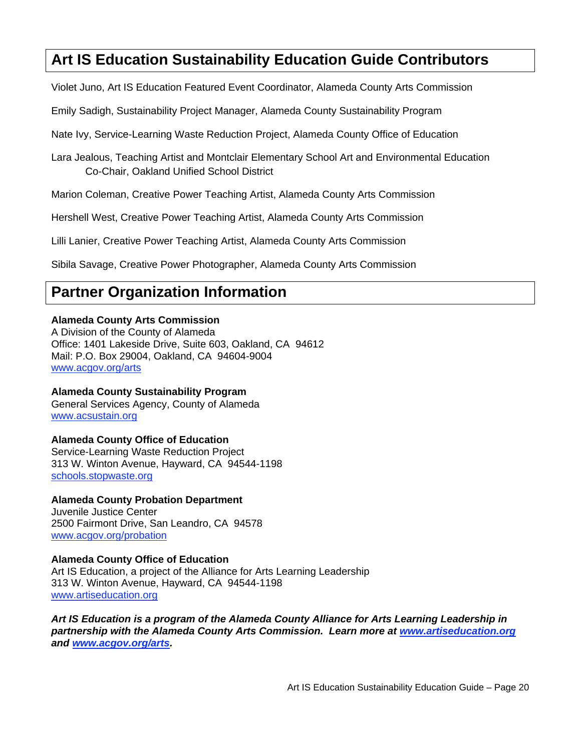## Art IS Education Sustainability Education Guide Contributors

Violet Juno, Art IS Education Featured Event Coordinator, Alameda County Arts Commission

Emily Sadigh, Sustainability Project Manager, Alameda County Sustainability Program

Nate Ivy, Service-Learning Waste Reduction Project, Alameda County Office of Education

Lara Jealous, Teaching Artist and Montclair Elementary School Art and Environmental Education Co-Chair, Oakland Unified School District

Marion Coleman, Creative Power Teaching Artist, Alameda County Arts Commission

Hershell West, Creative Power Teaching Artist, Alameda County Arts Commission

Lilli Lanier, Creative Power Teaching Artist, Alameda County Arts Commission

Sibila Savage, Creative Power Photographer, Alameda County Arts Commission

## Partner Organization Information

**Alameda County Arts Commission**
A Division of the County of Alameda
Office: 1401 Lakeside Drive, Suite 603, Oakland, CA 94612
Mail: P.O. Box 29004, Oakland, CA 94604-9004
www.acgov.org/arts

**Alameda County Sustainability Program**
General Services Agency, County of Alameda
www.acsustain.org

**Alameda County Office of Education**
Service-Learning Waste Reduction Project
313 W. Winton Avenue, Hayward, CA 94544-1198
schools.stopwaste.org

**Alameda County Probation Department**
Juvenile Justice Center
2500 Fairmont Drive, San Leandro, CA 94578
www.acgov.org/probation

**Alameda County Office of Education**
Art IS Education, a project of the Alliance for Arts Learning Leadership
313 W. Winton Avenue, Hayward, CA 94544-1198
www.artiseducation.org

***Art IS Education is a program of the Alameda County Alliance for Arts Learning Leadership in partnership with the Alameda County Arts Commission. Learn more at www.artiseducation.org and www.acgov.org/arts.***